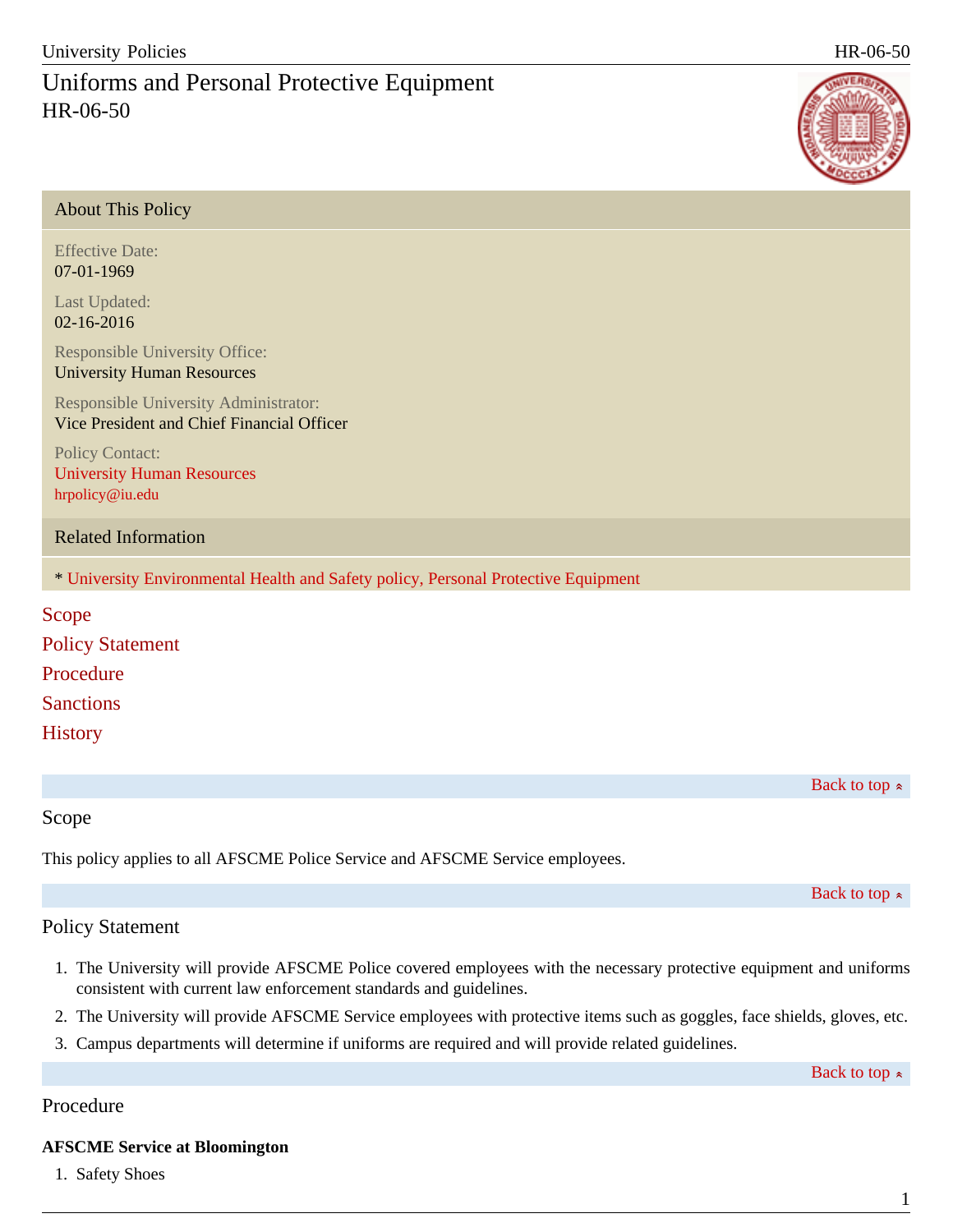# Uniforms and Personal Protective Equipment
HR-06-50

## About This Policy

Effective Date:
07-01-1969

Last Updated:
02-16-2016

Responsible University Office:
University Human Resources

Responsible University Administrator:
Vice President and Chief Financial Officer

Policy Contact:
University Human Resources
hrpolicy@iu.edu

## Related Information

* University Environmental Health and Safety policy, Personal Protective Equipment

Scope
Policy Statement
Procedure
Sanctions
History

Back to top

## Scope

This policy applies to all AFSCME Police Service and AFSCME Service employees.

Back to top

## Policy Statement

1. The University will provide AFSCME Police covered employees with the necessary protective equipment and uniforms consistent with current law enforcement standards and guidelines.
2. The University will provide AFSCME Service employees with protective items such as goggles, face shields, gloves, etc.
3. Campus departments will determine if uniforms are required and will provide related guidelines.

Back to top

## Procedure

**AFSCME Service at Bloomington**

1. Safety Shoes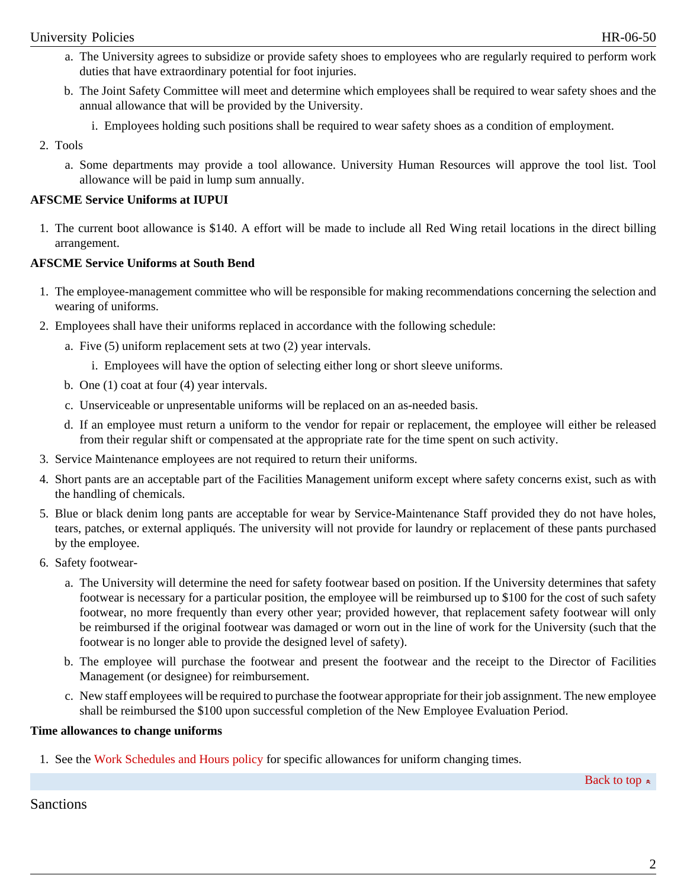a. The University agrees to subsidize or provide safety shoes to employees who are regularly required to perform work duties that have extraordinary potential for foot injuries.
   b. The Joint Safety Committee will meet and determine which employees shall be required to wear safety shoes and the annual allowance that will be provided by the University.
      i. Employees holding such positions shall be required to wear safety shoes as a condition of employment.
2. Tools
   a. Some departments may provide a tool allowance. University Human Resources will approve the tool list. Tool allowance will be paid in lump sum annually.

**AFSCME Service Uniforms at IUPUI**

1. The current boot allowance is $140. A effort will be made to include all Red Wing retail locations in the direct billing arrangement.

**AFSCME Service Uniforms at South Bend**

1. The employee-management committee who will be responsible for making recommendations concerning the selection and wearing of uniforms.
2. Employees shall have their uniforms replaced in accordance with the following schedule:
   a. Five (5) uniform replacement sets at two (2) year intervals.
      i. Employees will have the option of selecting either long or short sleeve uniforms.
   b. One (1) coat at four (4) year intervals.
   c. Unserviceable or unpresentable uniforms will be replaced on an as-needed basis.
   d. If an employee must return a uniform to the vendor for repair or replacement, the employee will either be released from their regular shift or compensated at the appropriate rate for the time spent on such activity.
3. Service Maintenance employees are not required to return their uniforms.
4. Short pants are an acceptable part of the Facilities Management uniform except where safety concerns exist, such as with the handling of chemicals.
5. Blue or black denim long pants are acceptable for wear by Service-Maintenance Staff provided they do not have holes, tears, patches, or external appliqués. The university will not provide for laundry or replacement of these pants purchased by the employee.
6. Safety footwear-
   a. The University will determine the need for safety footwear based on position. If the University determines that safety footwear is necessary for a particular position, the employee will be reimbursed up to $100 for the cost of such safety footwear, no more frequently than every other year; provided however, that replacement safety footwear will only be reimbursed if the original footwear was damaged or worn out in the line of work for the University (such that the footwear is no longer able to provide the designed level of safety).
   b. The employee will purchase the footwear and present the footwear and the receipt to the Director of Facilities Management (or designee) for reimbursement.
   c. New staff employees will be required to purchase the footwear appropriate for their job assignment. The new employee shall be reimbursed the $100 upon successful completion of the New Employee Evaluation Period.

**Time allowances to change uniforms**

1. See the Work Schedules and Hours policy for specific allowances for uniform changing times.

Back to top

## Sanctions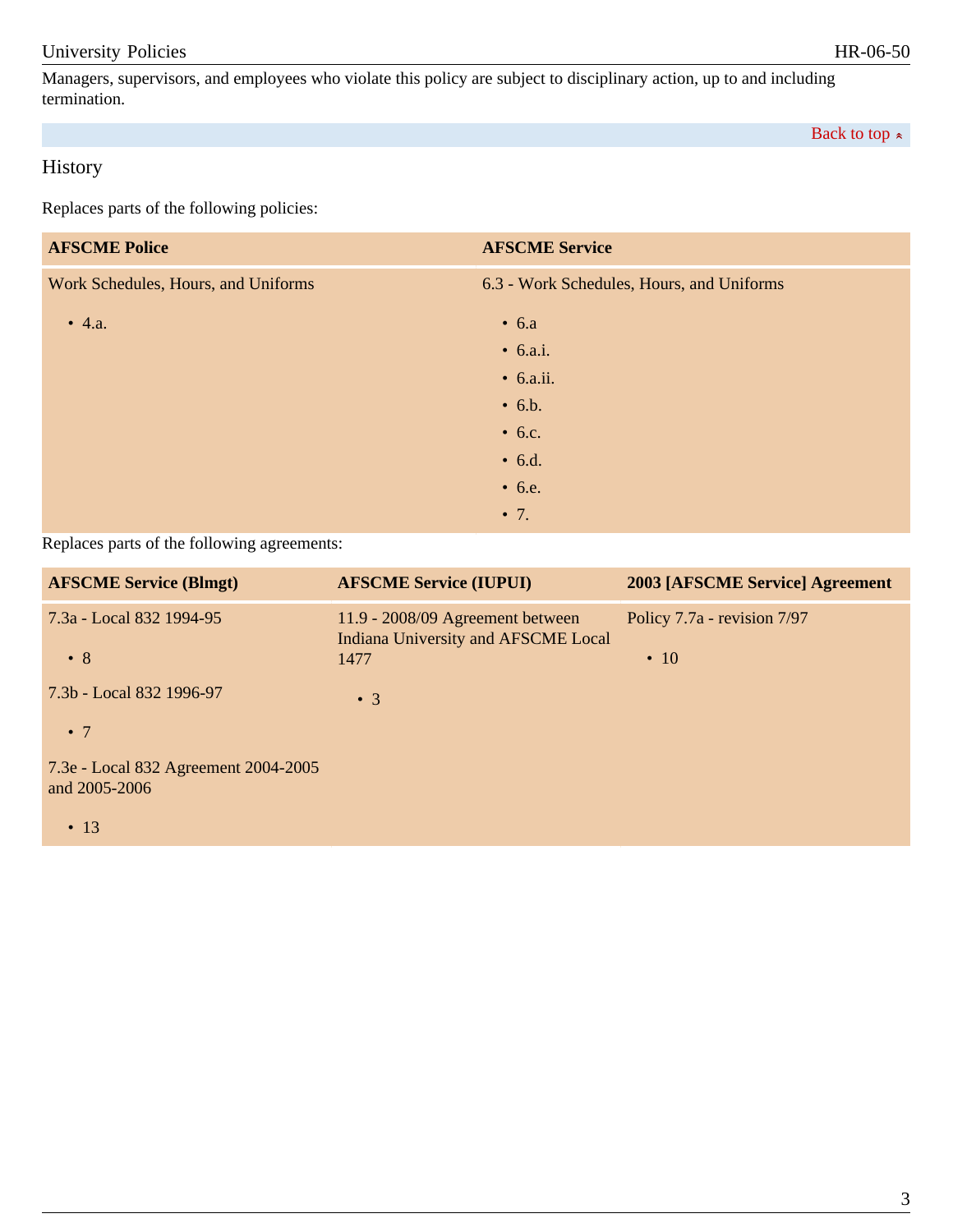Managers, supervisors, and employees who violate this policy are subject to disciplinary action, up to and including termination.

Back to top

## History

Replaces parts of the following policies:

| AFSCME Police | AFSCME Service |
|---|---|
| Work Schedules, Hours, and Uniforms<br>• 4.a. | 6.3 - Work Schedules, Hours, and Uniforms<br>• 6.a<br>• 6.a.i.<br>• 6.a.ii.<br>• 6.b.<br>• 6.c.<br>• 6.d.<br>• 6.e.<br>• 7. |

Replaces parts of the following agreements:

| AFSCME Service (Blmgt) | AFSCME Service (IUPUI) | 2003 [AFSCME Service] Agreement |
|---|---|---|
| 7.3a - Local 832 1994-95<br>• 8<br>7.3b - Local 832 1996-97<br>• 7<br>7.3e - Local 832 Agreement 2004-2005 and 2005-2006<br>• 13 | 11.9 - 2008/09 Agreement between Indiana University and AFSCME Local 1477<br>• 3 | Policy 7.7a - revision 7/97<br>• 10 |